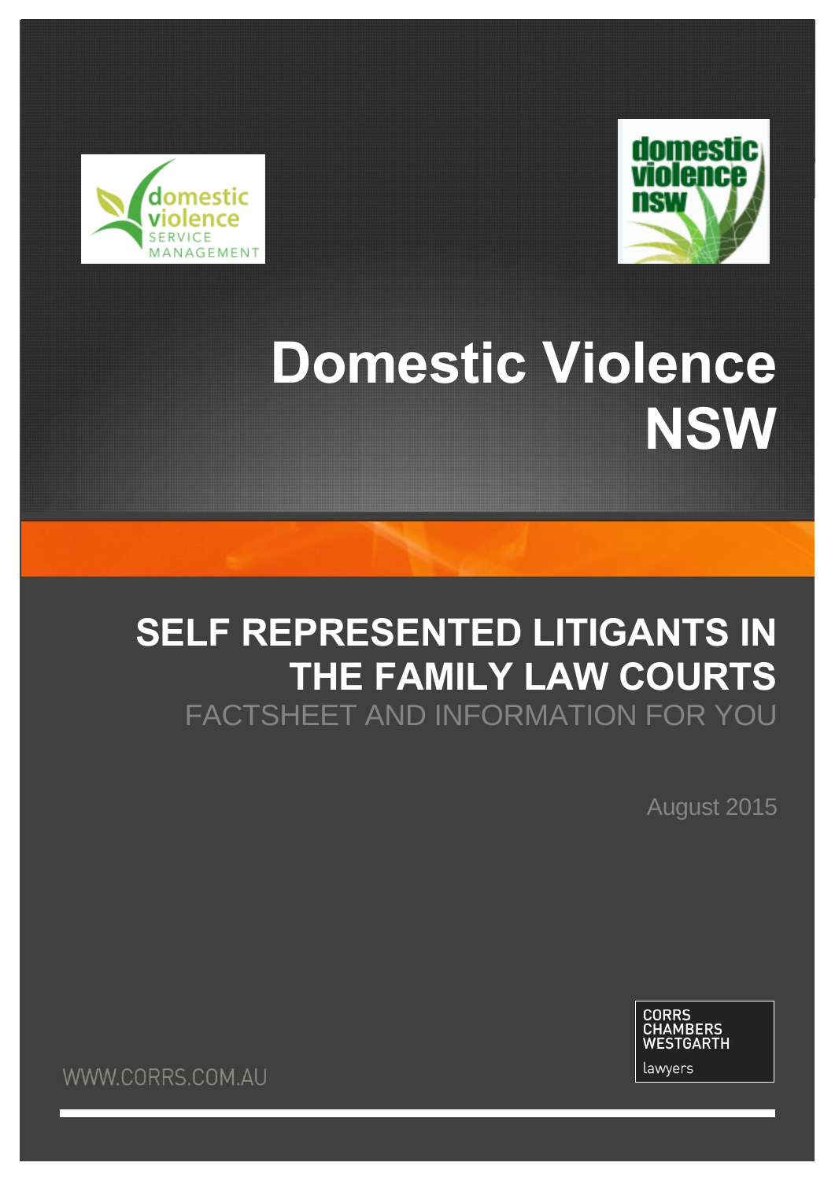domestic violence SERVICE MANAGEMENT

domestic violence nsw

# Domestic Violence NSW

## SELF REPRESENTED LITIGANTS IN THE FAMILY LAW COURTS

FACTSHEET AND INFORMATION FOR YOU

August 2015

CORRS CHAMBERS WESTGARTH lawyers

WWW.CORRS.COM.AU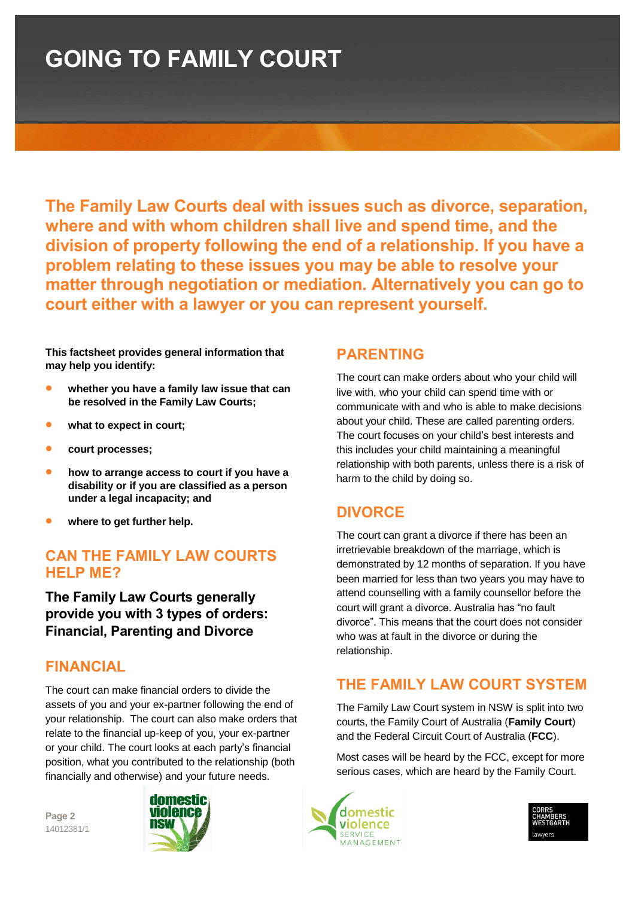# GOING TO FAMILY COURT

**The Family Law Courts deal with issues such as divorce, separation, where and with whom children shall live and spend time, and the division of property following the end of a relationship. If you have a problem relating to these issues you may be able to resolve your matter through negotiation or mediation. Alternatively you can go to court either with a lawyer or you can represent yourself.**

**This factsheet provides general information that may help you identify:**

- **whether you have a family law issue that can be resolved in the Family Law Courts;**
- **what to expect in court;**
- **court processes;**
- **how to arrange access to court if you have a disability or if you are classified as a person under a legal incapacity; and**
- **where to get further help.**

## CAN THE FAMILY LAW COURTS HELP ME?

### The Family Law Courts generally provide you with 3 types of orders: Financial, Parenting and Divorce

## FINANCIAL

The court can make financial orders to divide the assets of you and your ex-partner following the end of your relationship. The court can also make orders that relate to the financial up-keep of you, your ex-partner or your child. The court looks at each party's financial position, what you contributed to the relationship (both financially and otherwise) and your future needs.

## PARENTING

The court can make orders about who your child will live with, who your child can spend time with or communicate with and who is able to make decisions about your child. These are called parenting orders. The court focuses on your child's best interests and this includes your child maintaining a meaningful relationship with both parents, unless there is a risk of harm to the child by doing so.

## DIVORCE

The court can grant a divorce if there has been an irretrievable breakdown of the marriage, which is demonstrated by 12 months of separation. If you have been married for less than two years you may have to attend counselling with a family counsellor before the court will grant a divorce. Australia has "no fault divorce". This means that the court does not consider who was at fault in the divorce or during the relationship.

## THE FAMILY LAW COURT SYSTEM

The Family Law Court system in NSW is split into two courts, the Family Court of Australia (**Family Court**) and the Federal Circuit Court of Australia (**FCC**).

Most cases will be heard by the FCC, except for more serious cases, which are heard by the Family Court.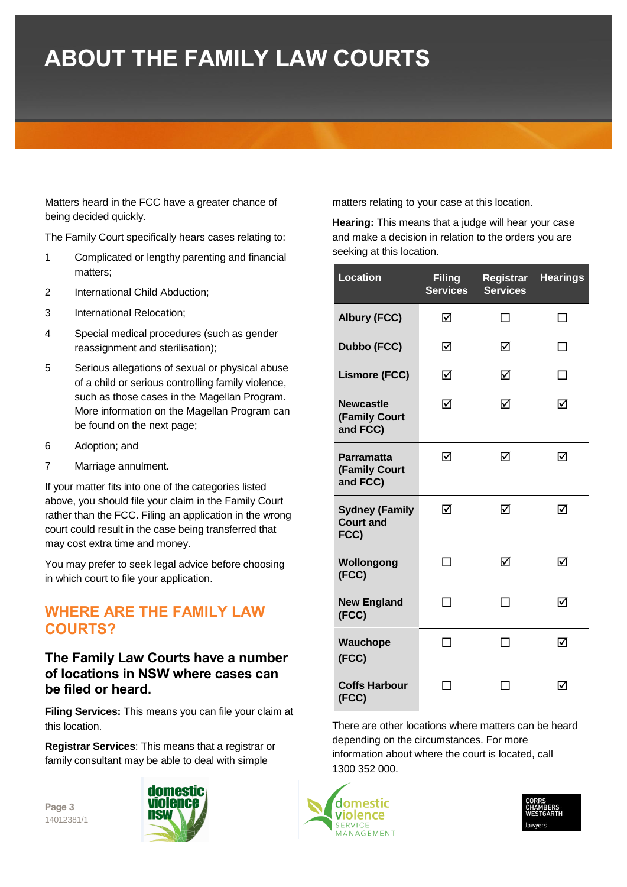# ABOUT THE FAMILY LAW COURTS

Matters heard in the FCC have a greater chance of being decided quickly.

The Family Court specifically hears cases relating to:

1. Complicated or lengthy parenting and financial matters;
2. International Child Abduction;
3. International Relocation;
4. Special medical procedures (such as gender reassignment and sterilisation);
5. Serious allegations of sexual or physical abuse of a child or serious controlling family violence, such as those cases in the Magellan Program. More information on the Magellan Program can be found on the next page;
6. Adoption; and
7. Marriage annulment.

If your matter fits into one of the categories listed above, you should file your claim in the Family Court rather than the FCC. Filing an application in the wrong court could result in the case being transferred that may cost extra time and money.

You may prefer to seek legal advice before choosing in which court to file your application.

## WHERE ARE THE FAMILY LAW COURTS?

### The Family Law Courts have a number of locations in NSW where cases can be filed or heard.

**Filing Services:** This means you can file your claim at this location.

**Registrar Services**: This means that a registrar or family consultant may be able to deal with simple matters relating to your case at this location.

**Hearing:** This means that a judge will hear your case and make a decision in relation to the orders you are seeking at this location.

| Location | Filing Services | Registrar Services | Hearings |
|---|---|---|---|
| Albury (FCC) | ☑ | ☐ | ☐ |
| Dubbo (FCC) | ☑ | ☑ | ☐ |
| Lismore (FCC) | ☑ | ☑ | ☐ |
| Newcastle (Family Court and FCC) | ☑ | ☑ | ☑ |
| Parramatta (Family Court and FCC) | ☑ | ☑ | ☑ |
| Sydney (Family Court and FCC) | ☑ | ☑ | ☑ |
| Wollongong (FCC) | ☐ | ☑ | ☑ |
| New England (FCC) | ☐ | ☐ | ☑ |
| Wauchope (FCC) | ☐ | ☐ | ☑ |
| Coffs Harbour (FCC) | ☐ | ☐ | ☑ |

There are other locations where matters can be heard depending on the circumstances. For more information about where the court is located, call 1300 352 000.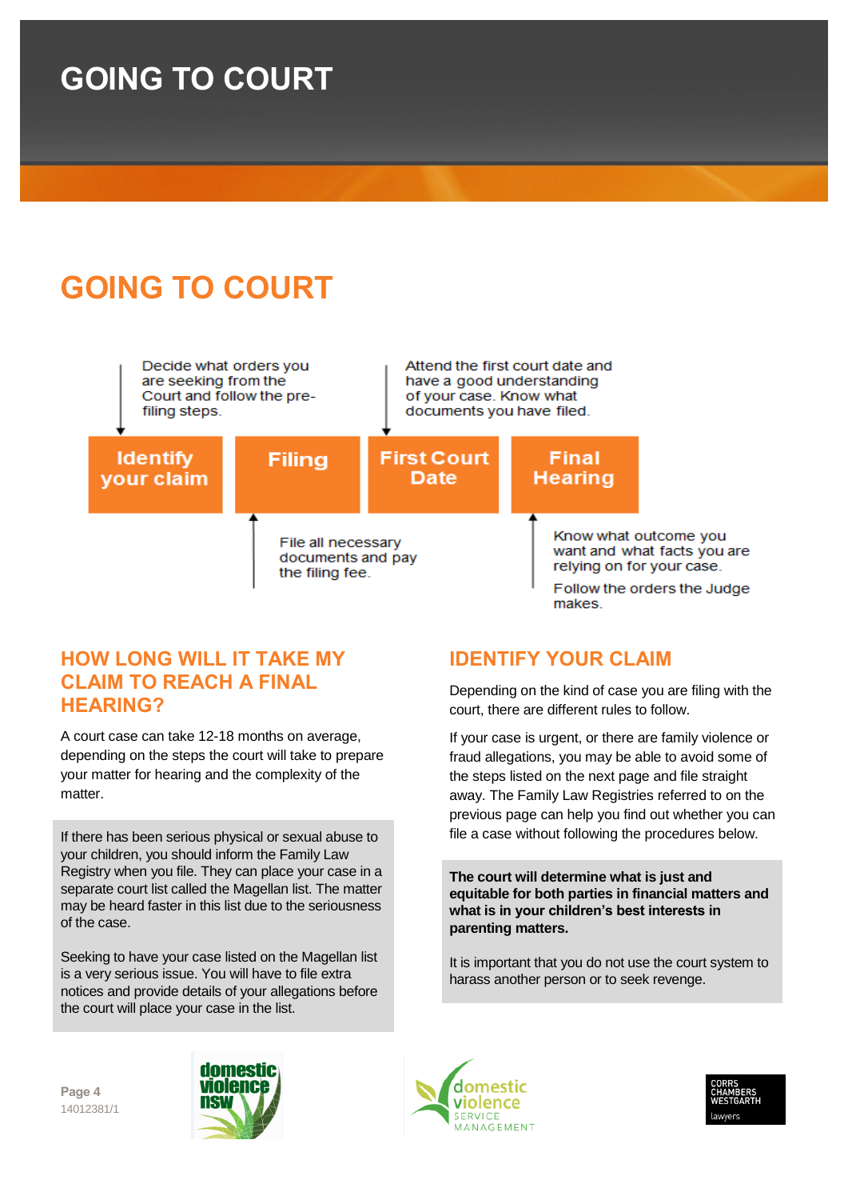# GOING TO COURT

## GOING TO COURT

**Identify your claim** → **Filing** → **First Court Date** → **Final Hearing**

- **Identify your claim:** Decide what orders you are seeking from the Court and follow the pre-filing steps.
- **Filing:** File all necessary documents and pay the filing fee.
- **First Court Date:** Attend the first court date and have a good understanding of your case. Know what documents you have filed.
- **Final Hearing:** Know what outcome you want and what facts you are relying on for your case. Follow the orders the Judge makes.

## HOW LONG WILL IT TAKE MY CLAIM TO REACH A FINAL HEARING?

A court case can take 12-18 months on average, depending on the steps the court will take to prepare your matter for hearing and the complexity of the matter.

If there has been serious physical or sexual abuse to your children, you should inform the Family Law Registry when you file. They can place your case in a separate court list called the Magellan list. The matter may be heard faster in this list due to the seriousness of the case.

Seeking to have your case listed on the Magellan list is a very serious issue. You will have to file extra notices and provide details of your allegations before the court will place your case in the list.

## IDENTIFY YOUR CLAIM

Depending on the kind of case you are filing with the court, there are different rules to follow.

If your case is urgent, or there are family violence or fraud allegations, you may be able to avoid some of the steps listed on the next page and file straight away. The Family Law Registries referred to on the previous page can help you find out whether you can file a case without following the procedures below.

**The court will determine what is just and equitable for both parties in financial matters and what is in your children's best interests in parenting matters.**

It is important that you do not use the court system to harass another person or to seek revenge.

14012381/1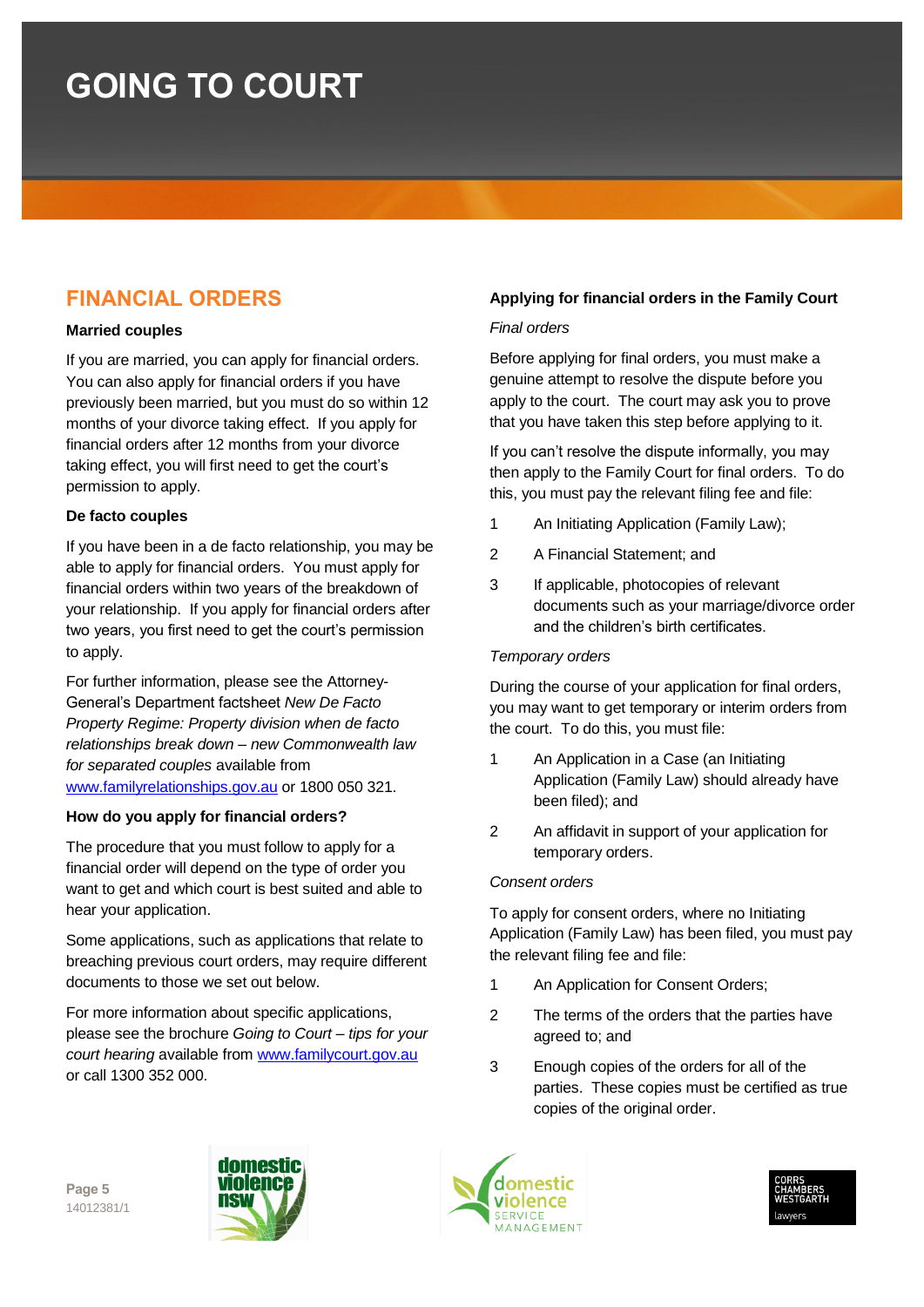# GOING TO COURT

## FINANCIAL ORDERS

**Married couples**

If you are married, you can apply for financial orders. You can also apply for financial orders if you have previously been married, but you must do so within 12 months of your divorce taking effect. If you apply for financial orders after 12 months from your divorce taking effect, you will first need to get the court's permission to apply.

**De facto couples**

If you have been in a de facto relationship, you may be able to apply for financial orders. You must apply for financial orders within two years of the breakdown of your relationship. If you apply for financial orders after two years, you first need to get the court's permission to apply.

For further information, please see the Attorney-General's Department factsheet *New De Facto Property Regime: Property division when de facto relationships break down – new Commonwealth law for separated couples* available from www.familyrelationships.gov.au or 1800 050 321.

**How do you apply for financial orders?**

The procedure that you must follow to apply for a financial order will depend on the type of order you want to get and which court is best suited and able to hear your application.

Some applications, such as applications that relate to breaching previous court orders, may require different documents to those we set out below.

For more information about specific applications, please see the brochure *Going to Court – tips for your court hearing* available from www.familycourt.gov.au or call 1300 352 000.

**Applying for financial orders in the Family Court**

*Final orders*

Before applying for final orders, you must make a genuine attempt to resolve the dispute before you apply to the court. The court may ask you to prove that you have taken this step before applying to it.

If you can't resolve the dispute informally, you may then apply to the Family Court for final orders. To do this, you must pay the relevant filing fee and file:

1. An Initiating Application (Family Law);
2. A Financial Statement; and
3. If applicable, photocopies of relevant documents such as your marriage/divorce order and the children's birth certificates.

*Temporary orders*

During the course of your application for final orders, you may want to get temporary or interim orders from the court. To do this, you must file:

1. An Application in a Case (an Initiating Application (Family Law) should already have been filed); and
2. An affidavit in support of your application for temporary orders.

*Consent orders*

To apply for consent orders, where no Initiating Application (Family Law) has been filed, you must pay the relevant filing fee and file:

1. An Application for Consent Orders;
2. The terms of the orders that the parties have agreed to; and
3. Enough copies of the orders for all of the parties. These copies must be certified as true copies of the original order.

14012381/1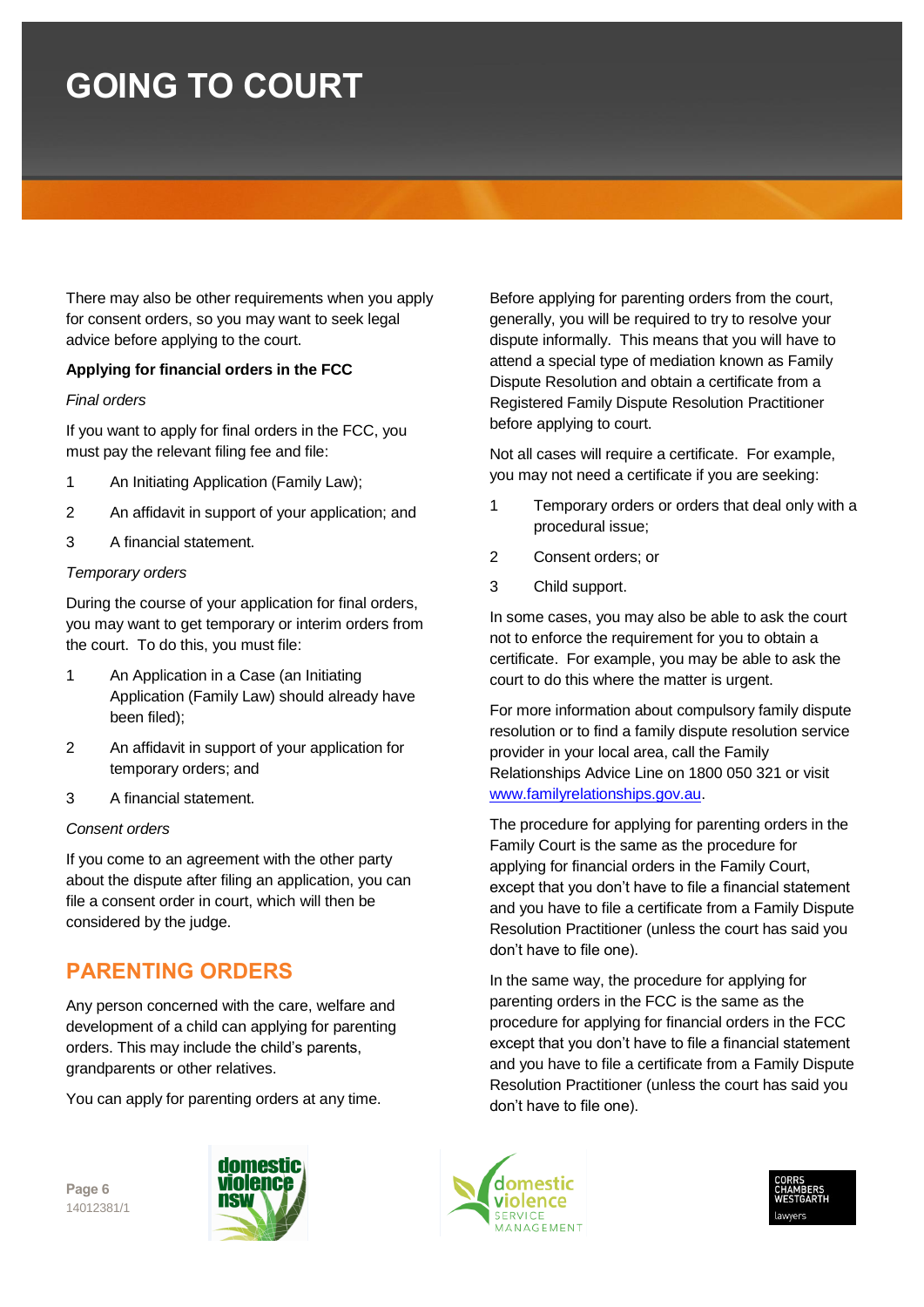# GOING TO COURT

There may also be other requirements when you apply for consent orders, so you may want to seek legal advice before applying to the court.

**Applying for financial orders in the FCC**

*Final orders*

If you want to apply for final orders in the FCC, you must pay the relevant filing fee and file:

1. An Initiating Application (Family Law);
2. An affidavit in support of your application; and
3. A financial statement.

*Temporary orders*

During the course of your application for final orders, you may want to get temporary or interim orders from the court. To do this, you must file:

1. An Application in a Case (an Initiating Application (Family Law) should already have been filed);
2. An affidavit in support of your application for temporary orders; and
3. A financial statement.

*Consent orders*

If you come to an agreement with the other party about the dispute after filing an application, you can file a consent order in court, which will then be considered by the judge.

## PARENTING ORDERS

Any person concerned with the care, welfare and development of a child can applying for parenting orders. This may include the child's parents, grandparents or other relatives.

You can apply for parenting orders at any time.

Before applying for parenting orders from the court, generally, you will be required to try to resolve your dispute informally. This means that you will have to attend a special type of mediation known as Family Dispute Resolution and obtain a certificate from a Registered Family Dispute Resolution Practitioner before applying to court.

Not all cases will require a certificate. For example, you may not need a certificate if you are seeking:

1. Temporary orders or orders that deal only with a procedural issue;
2. Consent orders; or
3. Child support.

In some cases, you may also be able to ask the court not to enforce the requirement for you to obtain a certificate. For example, you may be able to ask the court to do this where the matter is urgent.

For more information about compulsory family dispute resolution or to find a family dispute resolution service provider in your local area, call the Family Relationships Advice Line on 1800 050 321 or visit www.familyrelationships.gov.au.

The procedure for applying for parenting orders in the Family Court is the same as the procedure for applying for financial orders in the Family Court, except that you don't have to file a financial statement and you have to file a certificate from a Family Dispute Resolution Practitioner (unless the court has said you don't have to file one).

In the same way, the procedure for applying for parenting orders in the FCC is the same as the procedure for applying for financial orders in the FCC except that you don't have to file a financial statement and you have to file a certificate from a Family Dispute Resolution Practitioner (unless the court has said you don't have to file one).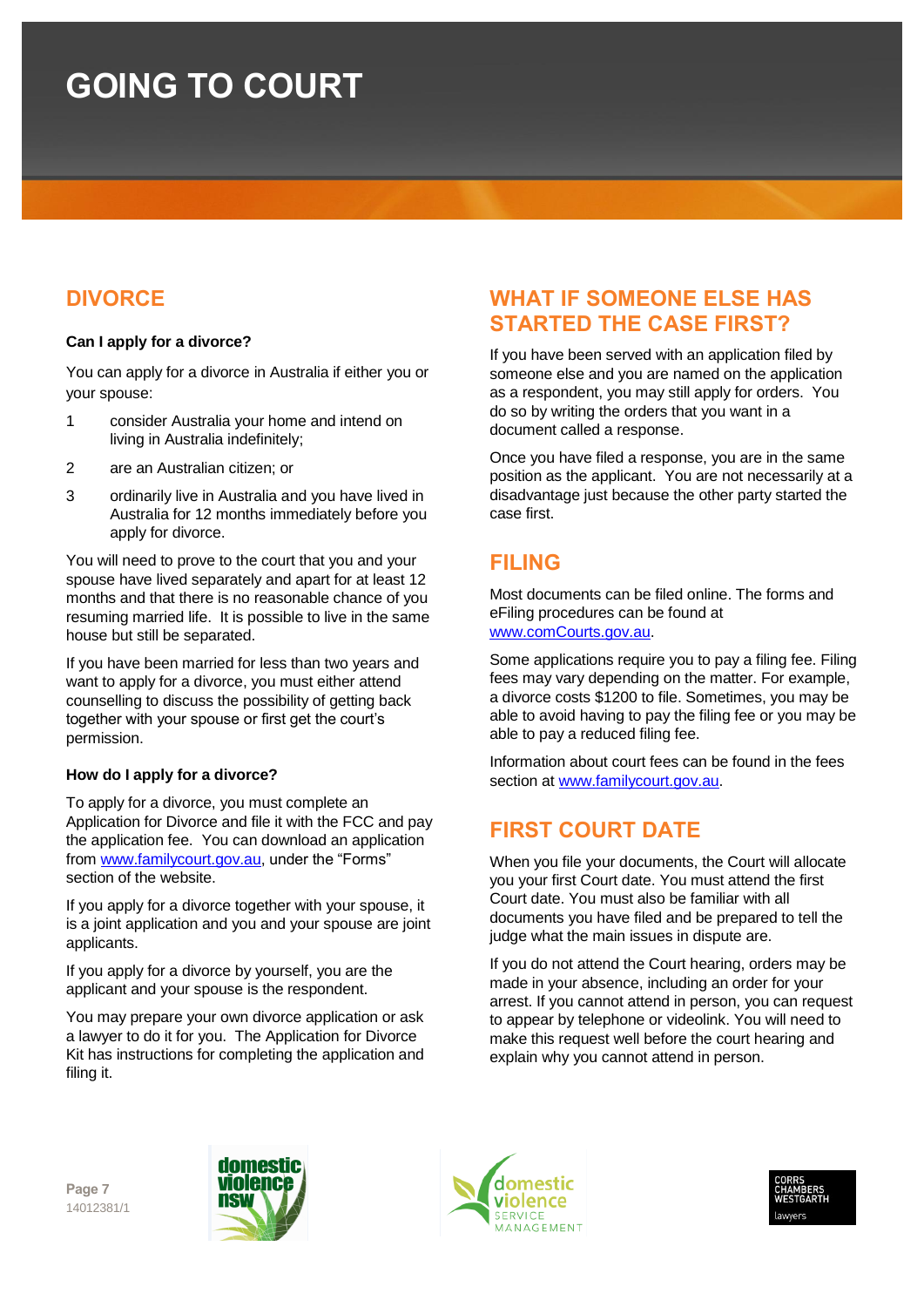# GOING TO COURT

## DIVORCE

**Can I apply for a divorce?**

You can apply for a divorce in Australia if either you or your spouse:

1. consider Australia your home and intend on living in Australia indefinitely;
2. are an Australian citizen; or
3. ordinarily live in Australia and you have lived in Australia for 12 months immediately before you apply for divorce.

You will need to prove to the court that you and your spouse have lived separately and apart for at least 12 months and that there is no reasonable chance of you resuming married life. It is possible to live in the same house but still be separated.

If you have been married for less than two years and want to apply for a divorce, you must either attend counselling to discuss the possibility of getting back together with your spouse or first get the court's permission.

**How do I apply for a divorce?**

To apply for a divorce, you must complete an Application for Divorce and file it with the FCC and pay the application fee. You can download an application from www.familycourt.gov.au, under the "Forms" section of the website.

If you apply for a divorce together with your spouse, it is a joint application and you and your spouse are joint applicants.

If you apply for a divorce by yourself, you are the applicant and your spouse is the respondent.

You may prepare your own divorce application or ask a lawyer to do it for you. The Application for Divorce Kit has instructions for completing the application and filing it.

## WHAT IF SOMEONE ELSE HAS STARTED THE CASE FIRST?

If you have been served with an application filed by someone else and you are named on the application as a respondent, you may still apply for orders. You do so by writing the orders that you want in a document called a response.

Once you have filed a response, you are in the same position as the applicant. You are not necessarily at a disadvantage just because the other party started the case first.

## FILING

Most documents can be filed online. The forms and eFiling procedures can be found at www.comCourts.gov.au.

Some applications require you to pay a filing fee. Filing fees may vary depending on the matter. For example, a divorce costs $1200 to file. Sometimes, you may be able to avoid having to pay the filing fee or you may be able to pay a reduced filing fee.

Information about court fees can be found in the fees section at www.familycourt.gov.au.

## FIRST COURT DATE

When you file your documents, the Court will allocate you your first Court date. You must attend the first Court date. You must also be familiar with all documents you have filed and be prepared to tell the judge what the main issues in dispute are.

If you do not attend the Court hearing, orders may be made in your absence, including an order for your arrest. If you cannot attend in person, you can request to appear by telephone or videolink. You will need to make this request well before the court hearing and explain why you cannot attend in person.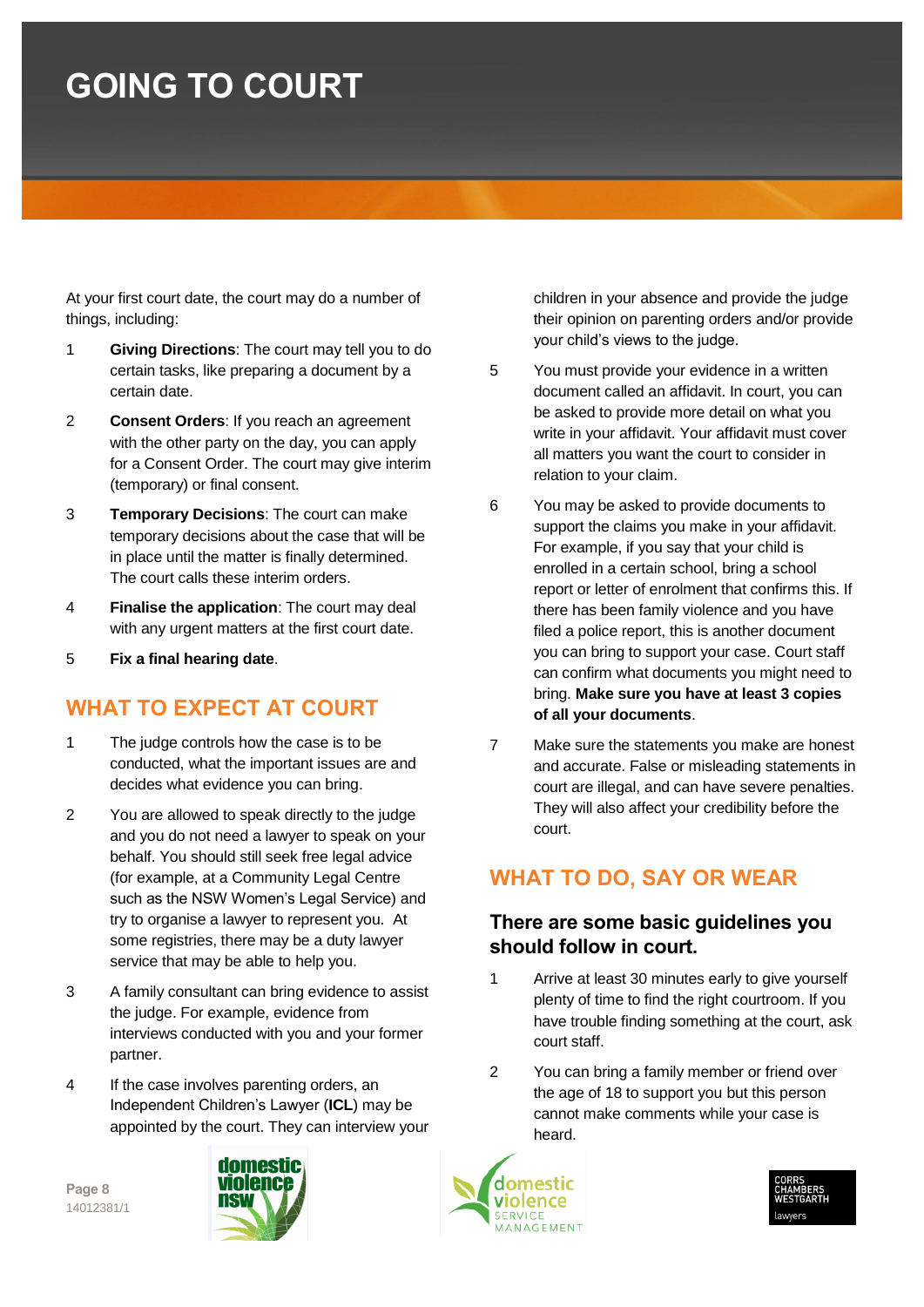# GOING TO COURT

At your first court date, the court may do a number of things, including:

1. **Giving Directions**: The court may tell you to do certain tasks, like preparing a document by a certain date.
2. **Consent Orders**: If you reach an agreement with the other party on the day, you can apply for a Consent Order. The court may give interim (temporary) or final consent.
3. **Temporary Decisions**: The court can make temporary decisions about the case that will be in place until the matter is finally determined. The court calls these interim orders.
4. **Finalise the application**: The court may deal with any urgent matters at the first court date.
5. **Fix a final hearing date**.

## WHAT TO EXPECT AT COURT

1. The judge controls how the case is to be conducted, what the important issues are and decides what evidence you can bring.
2. You are allowed to speak directly to the judge and you do not need a lawyer to speak on your behalf. You should still seek free legal advice (for example, at a Community Legal Centre such as the NSW Women's Legal Service) and try to organise a lawyer to represent you. At some registries, there may be a duty lawyer service that may be able to help you.
3. A family consultant can bring evidence to assist the judge. For example, evidence from interviews conducted with you and your former partner.
4. If the case involves parenting orders, an Independent Children's Lawyer (**ICL**) may be appointed by the court. They can interview your children in your absence and provide the judge their opinion on parenting orders and/or provide your child's views to the judge.
5. You must provide your evidence in a written document called an affidavit. In court, you can be asked to provide more detail on what you write in your affidavit. Your affidavit must cover all matters you want the court to consider in relation to your claim.
6. You may be asked to provide documents to support the claims you make in your affidavit. For example, if you say that your child is enrolled in a certain school, bring a school report or letter of enrolment that confirms this. If there has been family violence and you have filed a police report, this is another document you can bring to support your case. Court staff can confirm what documents you might need to bring. **Make sure you have at least 3 copies of all your documents**.
7. Make sure the statements you make are honest and accurate. False or misleading statements in court are illegal, and can have severe penalties. They will also affect your credibility before the court.

## WHAT TO DO, SAY OR WEAR

### There are some basic guidelines you should follow in court.

1. Arrive at least 30 minutes early to give yourself plenty of time to find the right courtroom. If you have trouble finding something at the court, ask court staff.
2. You can bring a family member or friend over the age of 18 to support you but this person cannot make comments while your case is heard.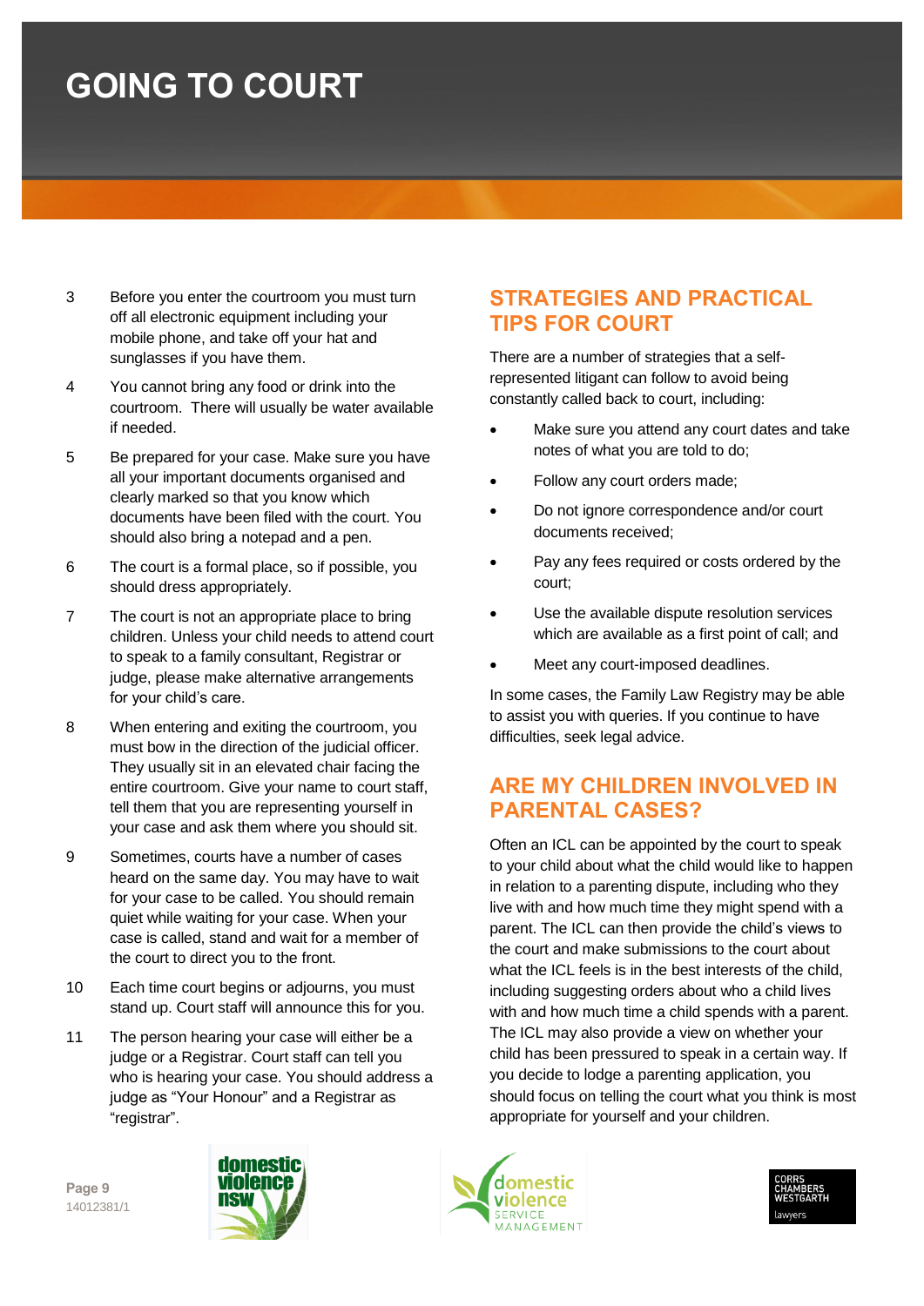# GOING TO COURT

3. Before you enter the courtroom you must turn off all electronic equipment including your mobile phone, and take off your hat and sunglasses if you have them.
4. You cannot bring any food or drink into the courtroom. There will usually be water available if needed.
5. Be prepared for your case. Make sure you have all your important documents organised and clearly marked so that you know which documents have been filed with the court. You should also bring a notepad and a pen.
6. The court is a formal place, so if possible, you should dress appropriately.
7. The court is not an appropriate place to bring children. Unless your child needs to attend court to speak to a family consultant, Registrar or judge, please make alternative arrangements for your child's care.
8. When entering and exiting the courtroom, you must bow in the direction of the judicial officer. They usually sit in an elevated chair facing the entire courtroom. Give your name to court staff, tell them that you are representing yourself in your case and ask them where you should sit.
9. Sometimes, courts have a number of cases heard on the same day. You may have to wait for your case to be called. You should remain quiet while waiting for your case. When your case is called, stand and wait for a member of the court to direct you to the front.
10. Each time court begins or adjourns, you must stand up. Court staff will announce this for you.
11. The person hearing your case will either be a judge or a Registrar. Court staff can tell you who is hearing your case. You should address a judge as "Your Honour" and a Registrar as "registrar".

## STRATEGIES AND PRACTICAL TIPS FOR COURT

There are a number of strategies that a self-represented litigant can follow to avoid being constantly called back to court, including:

- Make sure you attend any court dates and take notes of what you are told to do;
- Follow any court orders made;
- Do not ignore correspondence and/or court documents received;
- Pay any fees required or costs ordered by the court;
- Use the available dispute resolution services which are available as a first point of call; and
- Meet any court-imposed deadlines.

In some cases, the Family Law Registry may be able to assist you with queries. If you continue to have difficulties, seek legal advice.

## ARE MY CHILDREN INVOLVED IN PARENTAL CASES?

Often an ICL can be appointed by the court to speak to your child about what the child would like to happen in relation to a parenting dispute, including who they live with and how much time they might spend with a parent. The ICL can then provide the child's views to the court and make submissions to the court about what the ICL feels is in the best interests of the child, including suggesting orders about who a child lives with and how much time a child spends with a parent. The ICL may also provide a view on whether your child has been pressured to speak in a certain way. If you decide to lodge a parenting application, you should focus on telling the court what you think is most appropriate for yourself and your children.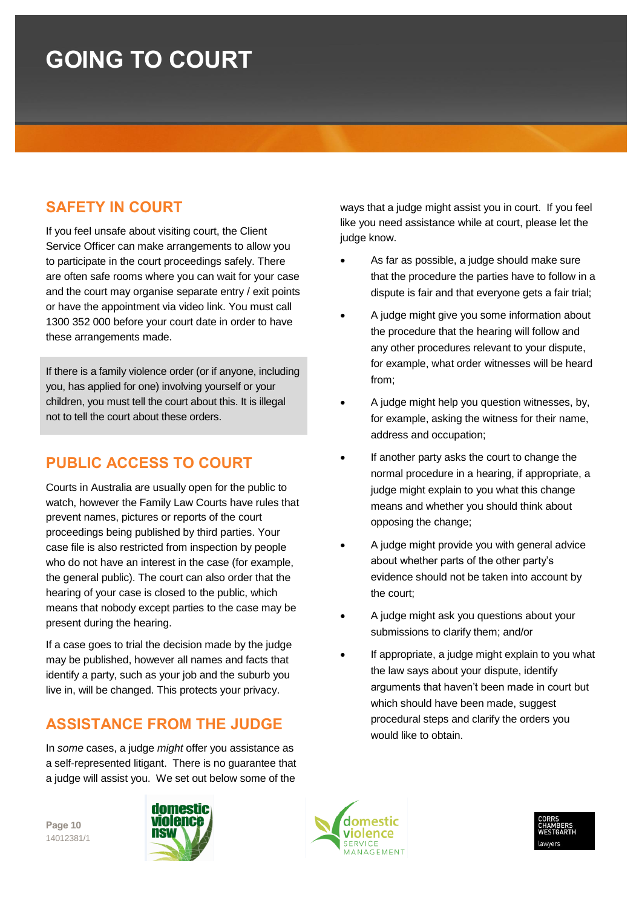# GOING TO COURT

## SAFETY IN COURT

If you feel unsafe about visiting court, the Client Service Officer can make arrangements to allow you to participate in the court proceedings safely. There are often safe rooms where you can wait for your case and the court may organise separate entry / exit points or have the appointment via video link. You must call 1300 352 000 before your court date in order to have these arrangements made.

If there is a family violence order (or if anyone, including you, has applied for one) involving yourself or your children, you must tell the court about this. It is illegal not to tell the court about these orders.

## PUBLIC ACCESS TO COURT

Courts in Australia are usually open for the public to watch, however the Family Law Courts have rules that prevent names, pictures or reports of the court proceedings being published by third parties. Your case file is also restricted from inspection by people who do not have an interest in the case (for example, the general public). The court can also order that the hearing of your case is closed to the public, which means that nobody except parties to the case may be present during the hearing.

If a case goes to trial the decision made by the judge may be published, however all names and facts that identify a party, such as your job and the suburb you live in, will be changed. This protects your privacy.

## ASSISTANCE FROM THE JUDGE

In *some* cases, a judge *might* offer you assistance as a self-represented litigant. There is no guarantee that a judge will assist you. We set out below some of the ways that a judge might assist you in court. If you feel like you need assistance while at court, please let the judge know.

- As far as possible, a judge should make sure that the procedure the parties have to follow in a dispute is fair and that everyone gets a fair trial;
- A judge might give you some information about the procedure that the hearing will follow and any other procedures relevant to your dispute, for example, what order witnesses will be heard from;
- A judge might help you question witnesses, by, for example, asking the witness for their name, address and occupation;
- If another party asks the court to change the normal procedure in a hearing, if appropriate, a judge might explain to you what this change means and whether you should think about opposing the change;
- A judge might provide you with general advice about whether parts of the other party's evidence should not be taken into account by the court;
- A judge might ask you questions about your submissions to clarify them; and/or
- If appropriate, a judge might explain to you what the law says about your dispute, identify arguments that haven't been made in court but which should have been made, suggest procedural steps and clarify the orders you would like to obtain.

14012381/1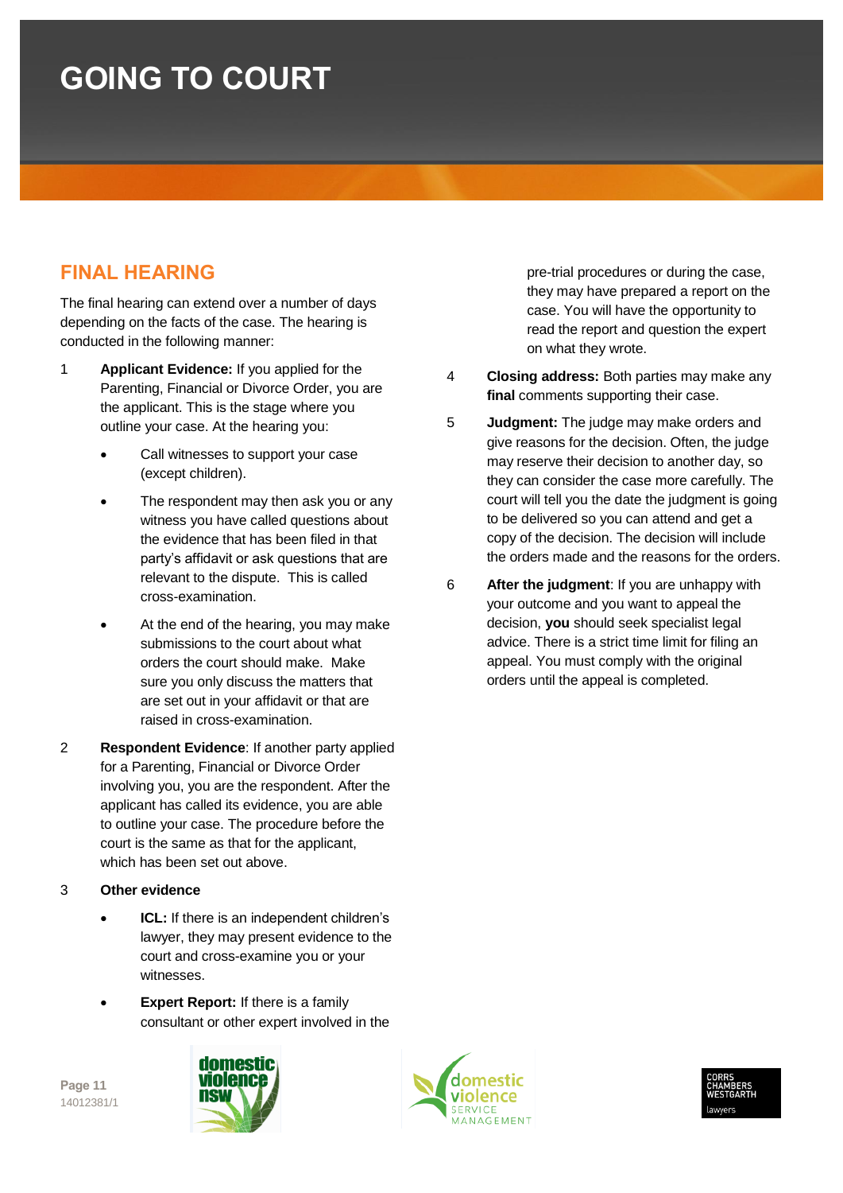# GOING TO COURT

## FINAL HEARING

The final hearing can extend over a number of days depending on the facts of the case. The hearing is conducted in the following manner:

1. **Applicant Evidence:** If you applied for the Parenting, Financial or Divorce Order, you are the applicant. This is the stage where you outline your case. At the hearing you:
   - Call witnesses to support your case (except children).
   - The respondent may then ask you or any witness you have called questions about the evidence that has been filed in that party's affidavit or ask questions that are relevant to the dispute. This is called cross-examination.
   - At the end of the hearing, you may make submissions to the court about what orders the court should make. Make sure you only discuss the matters that are set out in your affidavit or that are raised in cross-examination.
2. **Respondent Evidence**: If another party applied for a Parenting, Financial or Divorce Order involving you, you are the respondent. After the applicant has called its evidence, you are able to outline your case. The procedure before the court is the same as that for the applicant, which has been set out above.
3. **Other evidence**
   - **ICL:** If there is an independent children's lawyer, they may present evidence to the court and cross-examine you or your witnesses.
   - **Expert Report:** If there is a family consultant or other expert involved in the pre-trial procedures or during the case, they may have prepared a report on the case. You will have the opportunity to read the report and question the expert on what they wrote.
4. **Closing address:** Both parties may make any **final** comments supporting their case.
5. **Judgment:** The judge may make orders and give reasons for the decision. Often, the judge may reserve their decision to another day, so they can consider the case more carefully. The court will tell you the date the judgment is going to be delivered so you can attend and get a copy of the decision. The decision will include the orders made and the reasons for the orders.
6. **After the judgment**: If you are unhappy with your outcome and you want to appeal the decision, **you** should seek specialist legal advice. There is a strict time limit for filing an appeal. You must comply with the original orders until the appeal is completed.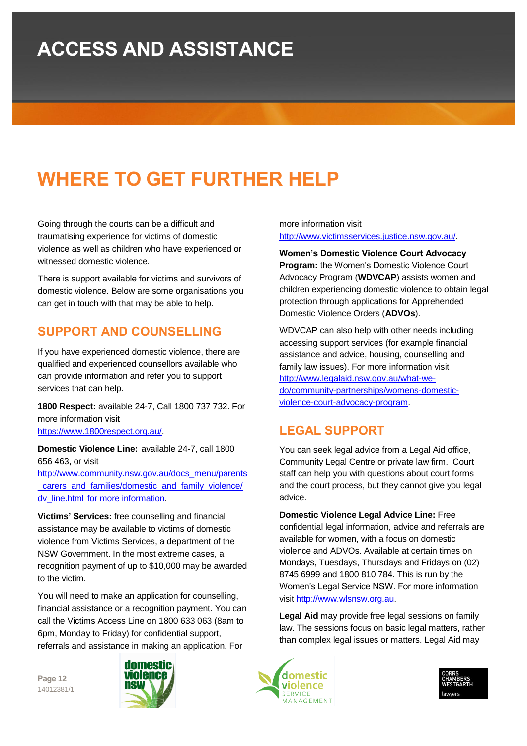# ACCESS AND ASSISTANCE

# WHERE TO GET FURTHER HELP

Going through the courts can be a difficult and traumatising experience for victims of domestic violence as well as children who have experienced or witnessed domestic violence.

There is support available for victims and survivors of domestic violence. Below are some organisations you can get in touch with that may be able to help.

## SUPPORT AND COUNSELLING

If you have experienced domestic violence, there are qualified and experienced counsellors available who can provide information and refer you to support services that can help.

**1800 Respect:** available 24-7, Call 1800 737 732. For more information visit https://www.1800respect.org.au/.

**Domestic Violence Line:** available 24-7, call 1800 656 463, or visit http://www.community.nsw.gov.au/docs_menu/parents_carers_and_families/domestic_and_family_violence/dv_line.html for more information.

**Victims' Services:** free counselling and financial assistance may be available to victims of domestic violence from Victims Services, a department of the NSW Government. In the most extreme cases, a recognition payment of up to $10,000 may be awarded to the victim.

You will need to make an application for counselling, financial assistance or a recognition payment. You can call the Victims Access Line on 1800 633 063 (8am to 6pm, Monday to Friday) for confidential support, referrals and assistance in making an application. For more information visit http://www.victimsservices.justice.nsw.gov.au/.

**Women's Domestic Violence Court Advocacy Program:** the Women's Domestic Violence Court Advocacy Program (**WDVCAP**) assists women and children experiencing domestic violence to obtain legal protection through applications for Apprehended Domestic Violence Orders (**ADVOs**).

WDVCAP can also help with other needs including accessing support services (for example financial assistance and advice, housing, counselling and family law issues). For more information visit http://www.legalaid.nsw.gov.au/what-we-do/community-partnerships/womens-domestic-violence-court-advocacy-program.

## LEGAL SUPPORT

You can seek legal advice from a Legal Aid office, Community Legal Centre or private law firm. Court staff can help you with questions about court forms and the court process, but they cannot give you legal advice.

**Domestic Violence Legal Advice Line:** Free confidential legal information, advice and referrals are available for women, with a focus on domestic violence and ADVOs. Available at certain times on Mondays, Tuesdays, Thursdays and Fridays on (02) 8745 6999 and 1800 810 784. This is run by the Women's Legal Service NSW. For more information visit http://www.wlsnsw.org.au.

**Legal Aid** may provide free legal sessions on family law. The sessions focus on basic legal matters, rather than complex legal issues or matters. Legal Aid may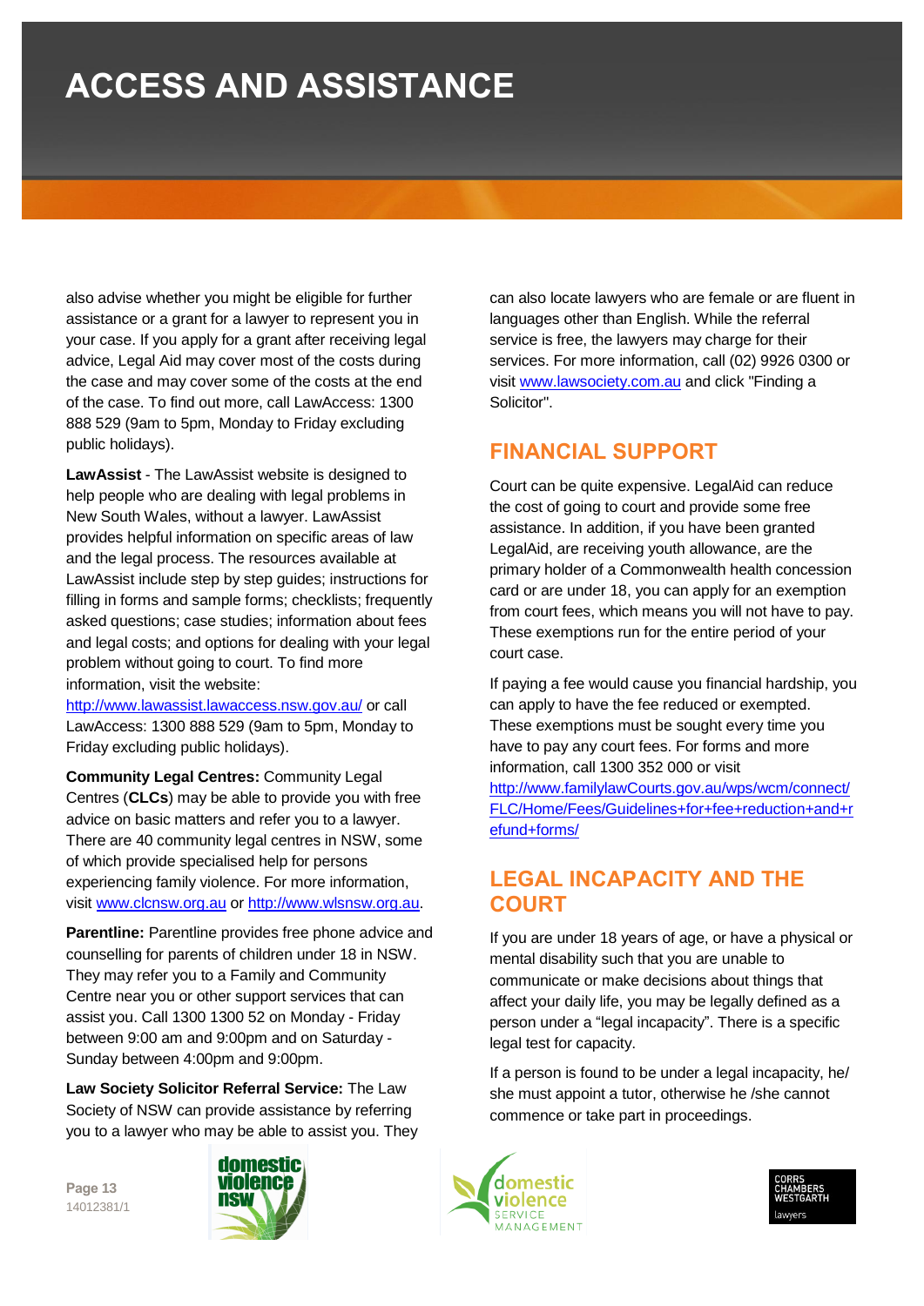# ACCESS AND ASSISTANCE

also advise whether you might be eligible for further assistance or a grant for a lawyer to represent you in your case. If you apply for a grant after receiving legal advice, Legal Aid may cover most of the costs during the case and may cover some of the costs at the end of the case. To find out more, call LawAccess: 1300 888 529 (9am to 5pm, Monday to Friday excluding public holidays).

**LawAssist** - The LawAssist website is designed to help people who are dealing with legal problems in New South Wales, without a lawyer. LawAssist provides helpful information on specific areas of law and the legal process. The resources available at LawAssist include step by step guides; instructions for filling in forms and sample forms; checklists; frequently asked questions; case studies; information about fees and legal costs; and options for dealing with your legal problem without going to court. To find more information, visit the website: http://www.lawassist.lawaccess.nsw.gov.au/ or call LawAccess: 1300 888 529 (9am to 5pm, Monday to Friday excluding public holidays).

**Community Legal Centres:** Community Legal Centres (**CLCs**) may be able to provide you with free advice on basic matters and refer you to a lawyer. There are 40 community legal centres in NSW, some of which provide specialised help for persons experiencing family violence. For more information, visit www.clcnsw.org.au or http://www.wlsnsw.org.au.

**Parentline:** Parentline provides free phone advice and counselling for parents of children under 18 in NSW. They may refer you to a Family and Community Centre near you or other support services that can assist you. Call 1300 1300 52 on Monday - Friday between 9:00 am and 9:00pm and on Saturday - Sunday between 4:00pm and 9:00pm.

**Law Society Solicitor Referral Service:** The Law Society of NSW can provide assistance by referring you to a lawyer who may be able to assist you. They can also locate lawyers who are female or are fluent in languages other than English. While the referral service is free, the lawyers may charge for their services. For more information, call (02) 9926 0300 or visit www.lawsociety.com.au and click "Finding a Solicitor".

## FINANCIAL SUPPORT

Court can be quite expensive. LegalAid can reduce the cost of going to court and provide some free assistance. In addition, if you have been granted LegalAid, are receiving youth allowance, are the primary holder of a Commonwealth health concession card or are under 18, you can apply for an exemption from court fees, which means you will not have to pay. These exemptions run for the entire period of your court case.

If paying a fee would cause you financial hardship, you can apply to have the fee reduced or exempted. These exemptions must be sought every time you have to pay any court fees. For forms and more information, call 1300 352 000 or visit http://www.familylawCourts.gov.au/wps/wcm/connect/FLC/Home/Fees/Guidelines+for+fee+reduction+and+refund+forms/

## LEGAL INCAPACITY AND THE COURT

If you are under 18 years of age, or have a physical or mental disability such that you are unable to communicate or make decisions about things that affect your daily life, you may be legally defined as a person under a "legal incapacity". There is a specific legal test for capacity.

If a person is found to be under a legal incapacity, he/ she must appoint a tutor, otherwise he /she cannot commence or take part in proceedings.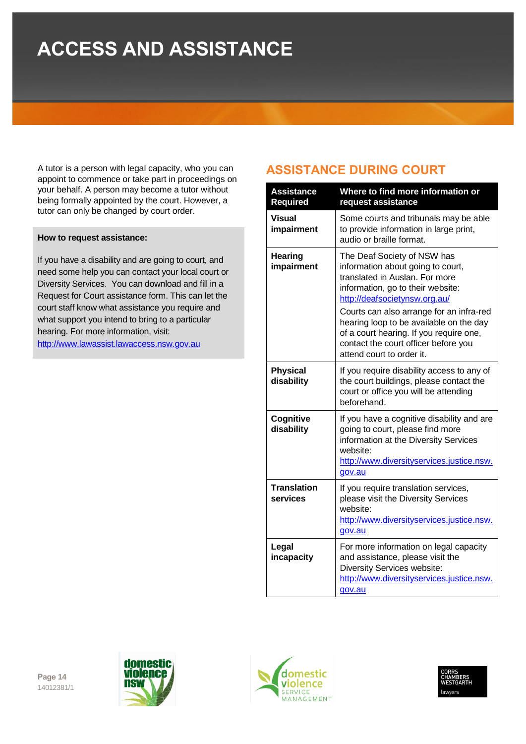# ACCESS AND ASSISTANCE

A tutor is a person with legal capacity, who you can appoint to commence or take part in proceedings on your behalf. A person may become a tutor without being formally appointed by the court. However, a tutor can only be changed by court order.

**How to request assistance:**

If you have a disability and are going to court, and need some help you can contact your local court or Diversity Services. You can download and fill in a Request for Court assistance form. This can let the court staff know what assistance you require and what support you intend to bring to a particular hearing. For more information, visit: http://www.lawassist.lawaccess.nsw.gov.au

## ASSISTANCE DURING COURT

| Assistance Required | Where to find more information or request assistance |
|---|---|
| **Visual impairment** | Some courts and tribunals may be able to provide information in large print, audio or braille format. |
| **Hearing impairment** | The Deaf Society of NSW has information about going to court, translated in Auslan. For more information, go to their website: http://deafsocietynsw.org.au/ Courts can also arrange for an infra-red hearing loop to be available on the day of a court hearing. If you require one, contact the court officer before you attend court to order it. |
| **Physical disability** | If you require disability access to any of the court buildings, please contact the court or office you will be attending beforehand. |
| **Cognitive disability** | If you have a cognitive disability and are going to court, please find more information at the Diversity Services website: http://www.diversityservices.justice.nsw.gov.au |
| **Translation services** | If you require translation services, please visit the Diversity Services website: http://www.diversityservices.justice.nsw.gov.au |
| **Legal incapacity** | For more information on legal capacity and assistance, please visit the Diversity Services website: http://www.diversityservices.justice.nsw.gov.au |

14012381/1